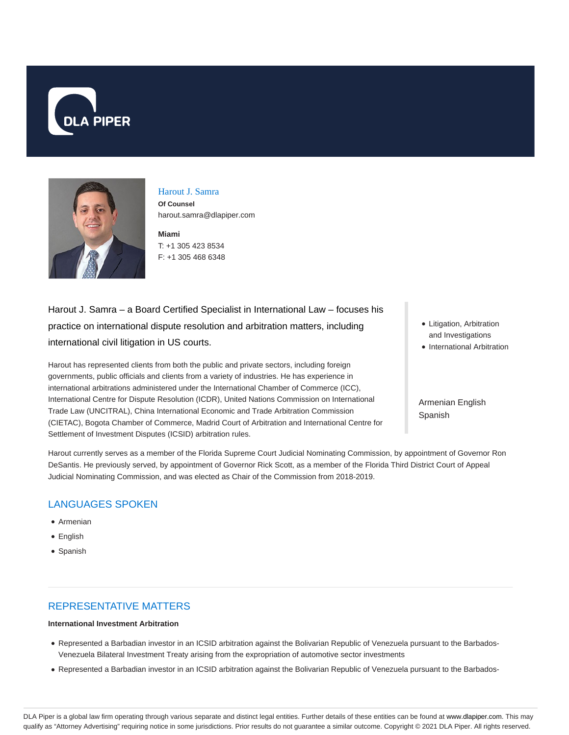DLA PIPER

Harout J. Samra
**Of Counsel**
harout.samra@dlapiper.com

**Miami**
T: +1 305 423 8534
F: +1 305 468 6348

Harout J. Samra – a Board Certified Specialist in International Law – focuses his practice on international dispute resolution and arbitration matters, including international civil litigation in US courts.

- Litigation, Arbitration and Investigations
- International Arbitration

Armenian English
Spanish

Harout has represented clients from both the public and private sectors, including foreign governments, public officials and clients from a variety of industries. He has experience in international arbitrations administered under the International Chamber of Commerce (ICC), International Centre for Dispute Resolution (ICDR), United Nations Commission on International Trade Law (UNCITRAL), China International Economic and Trade Arbitration Commission (CIETAC), Bogota Chamber of Commerce, Madrid Court of Arbitration and International Centre for Settlement of Investment Disputes (ICSID) arbitration rules.

Harout currently serves as a member of the Florida Supreme Court Judicial Nominating Commission, by appointment of Governor Ron DeSantis. He previously served, by appointment of Governor Rick Scott, as a member of the Florida Third District Court of Appeal Judicial Nominating Commission, and was elected as Chair of the Commission from 2018-2019.

## LANGUAGES SPOKEN

- Armenian
- English
- Spanish

## REPRESENTATIVE MATTERS

**International Investment Arbitration**

- Represented a Barbadian investor in an ICSID arbitration against the Bolivarian Republic of Venezuela pursuant to the Barbados-Venezuela Bilateral Investment Treaty arising from the expropriation of automotive sector investments
- Represented a Barbadian investor in an ICSID arbitration against the Bolivarian Republic of Venezuela pursuant to the Barbados-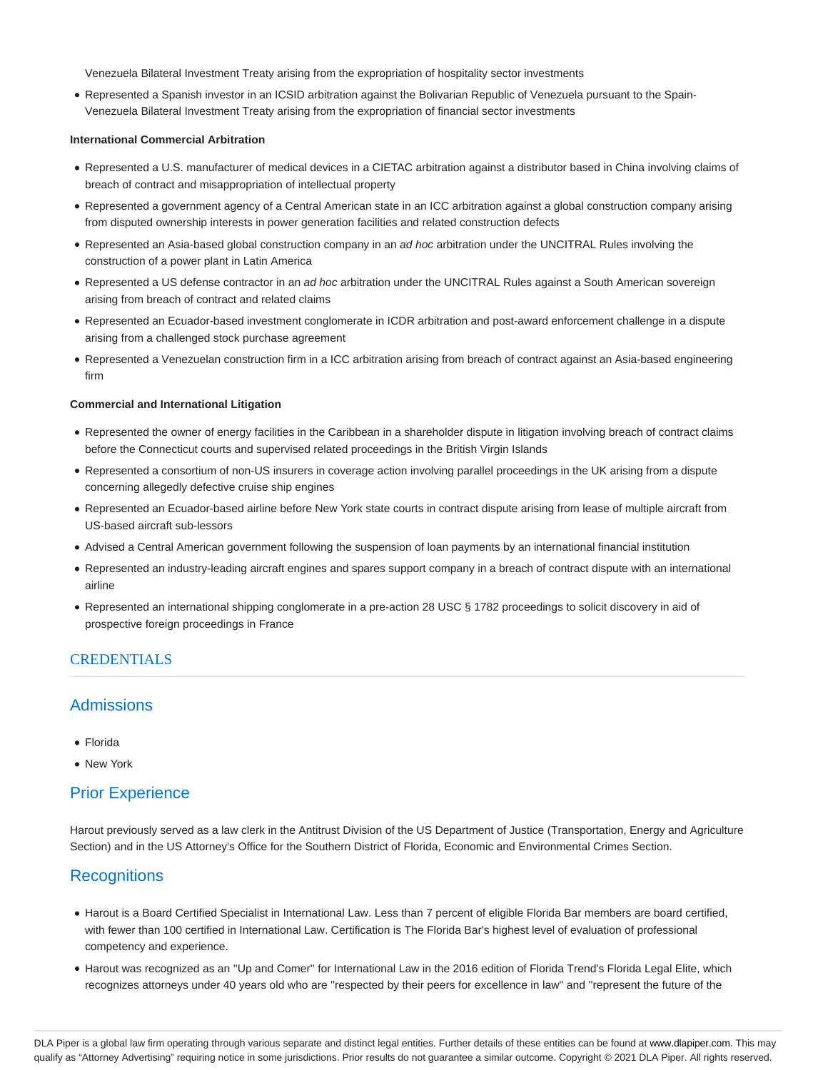Venezuela Bilateral Investment Treaty arising from the expropriation of hospitality sector investments

- Represented a Spanish investor in an ICSID arbitration against the Bolivarian Republic of Venezuela pursuant to the Spain-Venezuela Bilateral Investment Treaty arising from the expropriation of financial sector investments

**International Commercial Arbitration**

- Represented a U.S. manufacturer of medical devices in a CIETAC arbitration against a distributor based in China involving claims of breach of contract and misappropriation of intellectual property
- Represented a government agency of a Central American state in an ICC arbitration against a global construction company arising from disputed ownership interests in power generation facilities and related construction defects
- Represented an Asia-based global construction company in an *ad hoc* arbitration under the UNCITRAL Rules involving the construction of a power plant in Latin America
- Represented a US defense contractor in an *ad hoc* arbitration under the UNCITRAL Rules against a South American sovereign arising from breach of contract and related claims
- Represented an Ecuador-based investment conglomerate in ICDR arbitration and post-award enforcement challenge in a dispute arising from a challenged stock purchase agreement
- Represented a Venezuelan construction firm in a ICC arbitration arising from breach of contract against an Asia-based engineering firm

**Commercial and International Litigation**

- Represented the owner of energy facilities in the Caribbean in a shareholder dispute in litigation involving breach of contract claims before the Connecticut courts and supervised related proceedings in the British Virgin Islands
- Represented a consortium of non-US insurers in coverage action involving parallel proceedings in the UK arising from a dispute concerning allegedly defective cruise ship engines
- Represented an Ecuador-based airline before New York state courts in contract dispute arising from lease of multiple aircraft from US-based aircraft sub-lessors
- Advised a Central American government following the suspension of loan payments by an international financial institution
- Represented an industry-leading aircraft engines and spares support company in a breach of contract dispute with an international airline
- Represented an international shipping conglomerate in a pre-action 28 USC § 1782 proceedings to solicit discovery in aid of prospective foreign proceedings in France

## CREDENTIALS

### Admissions

- Florida
- New York

### Prior Experience

Harout previously served as a law clerk in the Antitrust Division of the US Department of Justice (Transportation, Energy and Agriculture Section) and in the US Attorney's Office for the Southern District of Florida, Economic and Environmental Crimes Section.

### Recognitions

- Harout is a Board Certified Specialist in International Law. Less than 7 percent of eligible Florida Bar members are board certified, with fewer than 100 certified in International Law. Certification is The Florida Bar's highest level of evaluation of professional competency and experience.
- Harout was recognized as an "Up and Comer" for International Law in the 2016 edition of Florida Trend's Florida Legal Elite, which recognizes attorneys under 40 years old who are "respected by their peers for excellence in law" and "represent the future of the

DLA Piper is a global law firm operating through various separate and distinct legal entities. Further details of these entities can be found at www.dlapiper.com. This may qualify as "Attorney Advertising" requiring notice in some jurisdictions. Prior results do not guarantee a similar outcome. Copyright © 2021 DLA Piper. All rights reserved.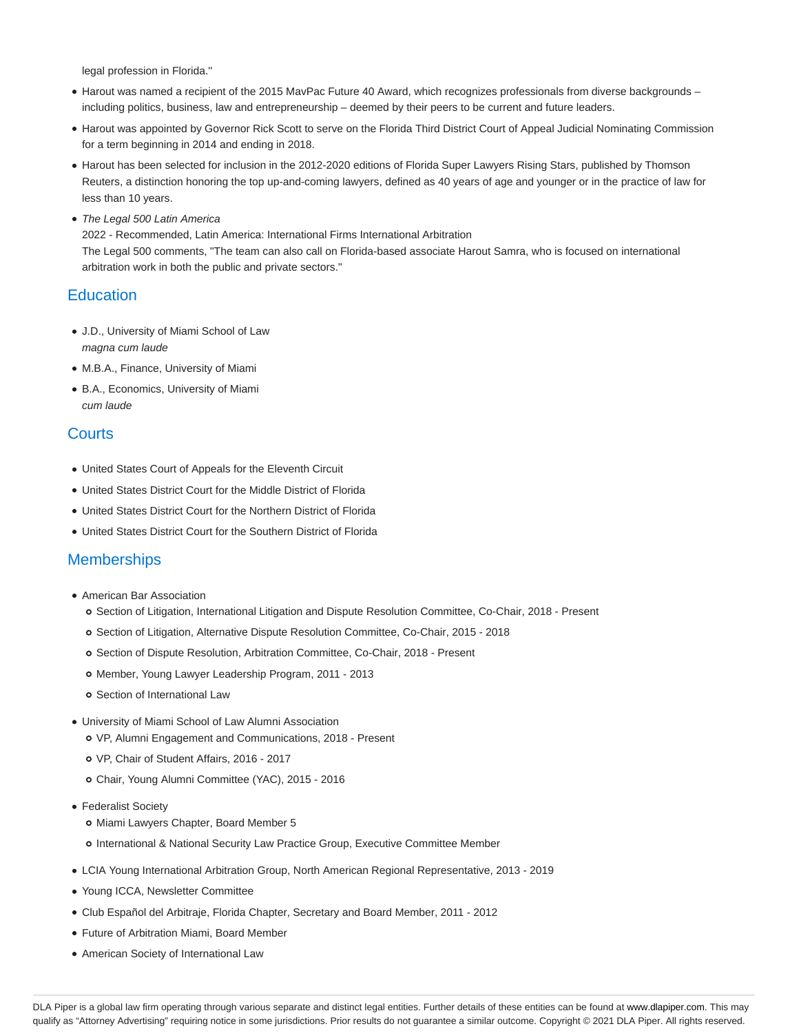legal profession in Florida."

- Harout was named a recipient of the 2015 MavPac Future 40 Award, which recognizes professionals from diverse backgrounds – including politics, business, law and entrepreneurship – deemed by their peers to be current and future leaders.
- Harout was appointed by Governor Rick Scott to serve on the Florida Third District Court of Appeal Judicial Nominating Commission for a term beginning in 2014 and ending in 2018.
- Harout has been selected for inclusion in the 2012-2020 editions of Florida Super Lawyers Rising Stars, published by Thomson Reuters, a distinction honoring the top up-and-coming lawyers, defined as 40 years of age and younger or in the practice of law for less than 10 years.
- *The Legal 500 Latin America*
  2022 - Recommended, Latin America: International Firms International Arbitration
  The Legal 500 comments, "The team can also call on Florida-based associate Harout Samra, who is focused on international arbitration work in both the public and private sectors."

## Education

- J.D., University of Miami School of Law
  *magna cum laude*
- M.B.A., Finance, University of Miami
- B.A., Economics, University of Miami
  *cum laude*

## Courts

- United States Court of Appeals for the Eleventh Circuit
- United States District Court for the Middle District of Florida
- United States District Court for the Northern District of Florida
- United States District Court for the Southern District of Florida

## Memberships

- American Bar Association
  - Section of Litigation, International Litigation and Dispute Resolution Committee, Co-Chair, 2018 - Present
  - Section of Litigation, Alternative Dispute Resolution Committee, Co-Chair, 2015 - 2018
  - Section of Dispute Resolution, Arbitration Committee, Co-Chair, 2018 - Present
  - Member, Young Lawyer Leadership Program, 2011 - 2013
  - Section of International Law
- University of Miami School of Law Alumni Association
  - VP, Alumni Engagement and Communications, 2018 - Present
  - VP, Chair of Student Affairs, 2016 - 2017
  - Chair, Young Alumni Committee (YAC), 2015 - 2016
- Federalist Society
  - Miami Lawyers Chapter, Board Member 5
  - International & National Security Law Practice Group, Executive Committee Member
- LCIA Young International Arbitration Group, North American Regional Representative, 2013 - 2019
- Young ICCA, Newsletter Committee
- Club Español del Arbitraje, Florida Chapter, Secretary and Board Member, 2011 - 2012
- Future of Arbitration Miami, Board Member
- American Society of International Law

DLA Piper is a global law firm operating through various separate and distinct legal entities. Further details of these entities can be found at www.dlapiper.com. This may qualify as "Attorney Advertising" requiring notice in some jurisdictions. Prior results do not guarantee a similar outcome. Copyright © 2021 DLA Piper. All rights reserved.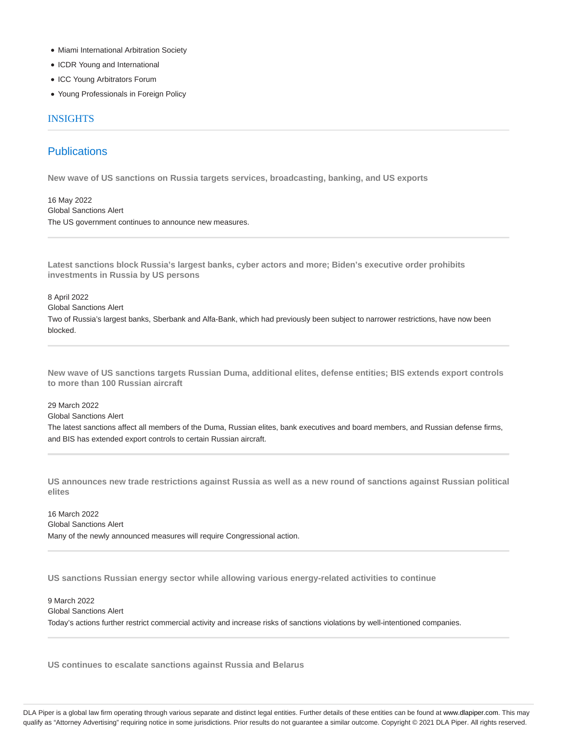- Miami International Arbitration Society
- ICDR Young and International
- ICC Young Arbitrators Forum
- Young Professionals in Foreign Policy

## INSIGHTS

### Publications

**New wave of US sanctions on Russia targets services, broadcasting, banking, and US exports**

16 May 2022
Global Sanctions Alert
The US government continues to announce new measures.

---

**Latest sanctions block Russia's largest banks, cyber actors and more; Biden's executive order prohibits investments in Russia by US persons**

8 April 2022
Global Sanctions Alert
Two of Russia's largest banks, Sberbank and Alfa-Bank, which had previously been subject to narrower restrictions, have now been blocked.

---

**New wave of US sanctions targets Russian Duma, additional elites, defense entities; BIS extends export controls to more than 100 Russian aircraft**

29 March 2022
Global Sanctions Alert
The latest sanctions affect all members of the Duma, Russian elites, bank executives and board members, and Russian defense firms, and BIS has extended export controls to certain Russian aircraft.

---

**US announces new trade restrictions against Russia as well as a new round of sanctions against Russian political elites**

16 March 2022
Global Sanctions Alert
Many of the newly announced measures will require Congressional action.

---

**US sanctions Russian energy sector while allowing various energy-related activities to continue**

9 March 2022
Global Sanctions Alert
Today's actions further restrict commercial activity and increase risks of sanctions violations by well-intentioned companies.

---

**US continues to escalate sanctions against Russia and Belarus**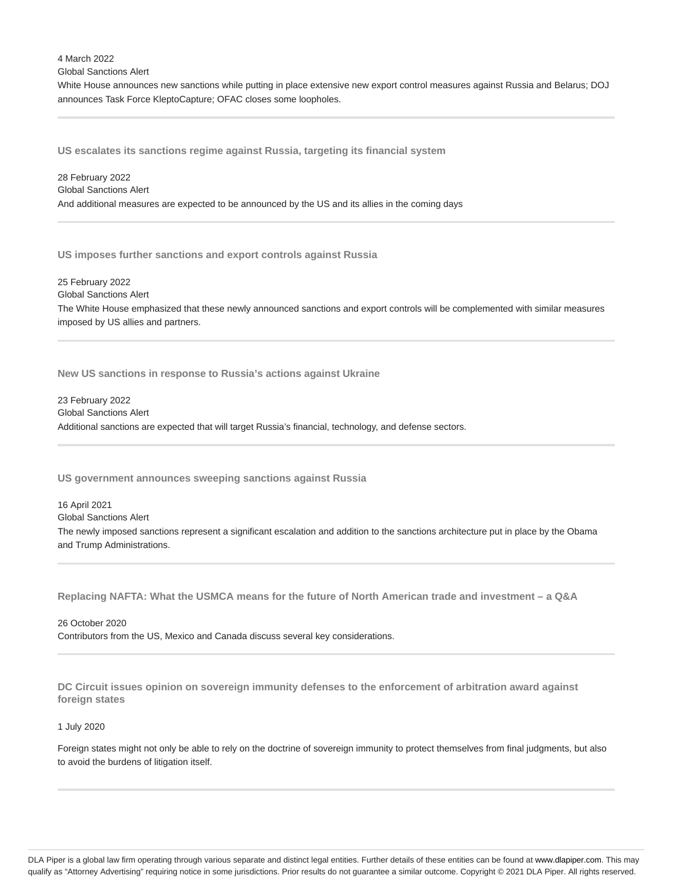4 March 2022

Global Sanctions Alert

White House announces new sanctions while putting in place extensive new export control measures against Russia and Belarus; DOJ announces Task Force KleptoCapture; OFAC closes some loopholes.

---

### US escalates its sanctions regime against Russia, targeting its financial system

28 February 2022

Global Sanctions Alert

And additional measures are expected to be announced by the US and its allies in the coming days

---

### US imposes further sanctions and export controls against Russia

25 February 2022

Global Sanctions Alert

The White House emphasized that these newly announced sanctions and export controls will be complemented with similar measures imposed by US allies and partners.

---

### New US sanctions in response to Russia's actions against Ukraine

23 February 2022

Global Sanctions Alert

Additional sanctions are expected that will target Russia's financial, technology, and defense sectors.

---

### US government announces sweeping sanctions against Russia

16 April 2021

Global Sanctions Alert

The newly imposed sanctions represent a significant escalation and addition to the sanctions architecture put in place by the Obama and Trump Administrations.

---

### Replacing NAFTA: What the USMCA means for the future of North American trade and investment – a Q&A

26 October 2020

Contributors from the US, Mexico and Canada discuss several key considerations.

---

### DC Circuit issues opinion on sovereign immunity defenses to the enforcement of arbitration award against foreign states

1 July 2020

Foreign states might not only be able to rely on the doctrine of sovereign immunity to protect themselves from final judgments, but also to avoid the burdens of litigation itself.

---

DLA Piper is a global law firm operating through various separate and distinct legal entities. Further details of these entities can be found at www.dlapiper.com. This may qualify as "Attorney Advertising" requiring notice in some jurisdictions. Prior results do not guarantee a similar outcome. Copyright © 2021 DLA Piper. All rights reserved.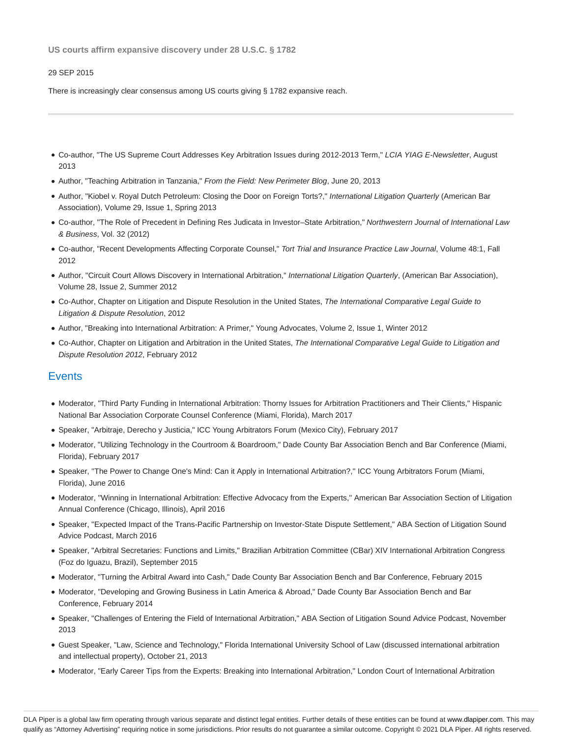**US courts affirm expansive discovery under 28 U.S.C. § 1782**

29 SEP 2015

There is increasingly clear consensus among US courts giving § 1782 expansive reach.

---

- Co-author, "The US Supreme Court Addresses Key Arbitration Issues during 2012-2013 Term," *LCIA YIAG E-Newsletter*, August 2013
- Author, "Teaching Arbitration in Tanzania," *From the Field: New Perimeter Blog*, June 20, 2013
- Author, "Kiobel v. Royal Dutch Petroleum: Closing the Door on Foreign Torts?," *International Litigation Quarterly* (American Bar Association), Volume 29, Issue 1, Spring 2013
- Co-author, "The Role of Precedent in Defining Res Judicata in Investor–State Arbitration," *Northwestern Journal of International Law & Business*, Vol. 32 (2012)
- Co-author, "Recent Developments Affecting Corporate Counsel," *Tort Trial and Insurance Practice Law Journal*, Volume 48:1, Fall 2012
- Author, "Circuit Court Allows Discovery in International Arbitration," *International Litigation Quarterly*, (American Bar Association), Volume 28, Issue 2, Summer 2012
- Co-Author, Chapter on Litigation and Dispute Resolution in the United States, *The International Comparative Legal Guide to Litigation & Dispute Resolution*, 2012
- Author, "Breaking into International Arbitration: A Primer," Young Advocates, Volume 2, Issue 1, Winter 2012
- Co-Author, Chapter on Litigation and Arbitration in the United States, *The International Comparative Legal Guide to Litigation and Dispute Resolution 2012*, February 2012

## Events

- Moderator, "Third Party Funding in International Arbitration: Thorny Issues for Arbitration Practitioners and Their Clients," Hispanic National Bar Association Corporate Counsel Conference (Miami, Florida), March 2017
- Speaker, "Arbitraje, Derecho y Justicia," ICC Young Arbitrators Forum (Mexico City), February 2017
- Moderator, "Utilizing Technology in the Courtroom & Boardroom," Dade County Bar Association Bench and Bar Conference (Miami, Florida), February 2017
- Speaker, "The Power to Change One's Mind: Can it Apply in International Arbitration?," ICC Young Arbitrators Forum (Miami, Florida), June 2016
- Moderator, "Winning in International Arbitration: Effective Advocacy from the Experts," American Bar Association Section of Litigation Annual Conference (Chicago, Illinois), April 2016
- Speaker, "Expected Impact of the Trans-Pacific Partnership on Investor-State Dispute Settlement," ABA Section of Litigation Sound Advice Podcast, March 2016
- Speaker, "Arbitral Secretaries: Functions and Limits," Brazilian Arbitration Committee (CBar) XIV International Arbitration Congress (Foz do Iguazu, Brazil), September 2015
- Moderator, "Turning the Arbitral Award into Cash," Dade County Bar Association Bench and Bar Conference, February 2015
- Moderator, "Developing and Growing Business in Latin America & Abroad," Dade County Bar Association Bench and Bar Conference, February 2014
- Speaker, "Challenges of Entering the Field of International Arbitration," ABA Section of Litigation Sound Advice Podcast, November 2013
- Guest Speaker, "Law, Science and Technology," Florida International University School of Law (discussed international arbitration and intellectual property), October 21, 2013
- Moderator, "Early Career Tips from the Experts: Breaking into International Arbitration," London Court of International Arbitration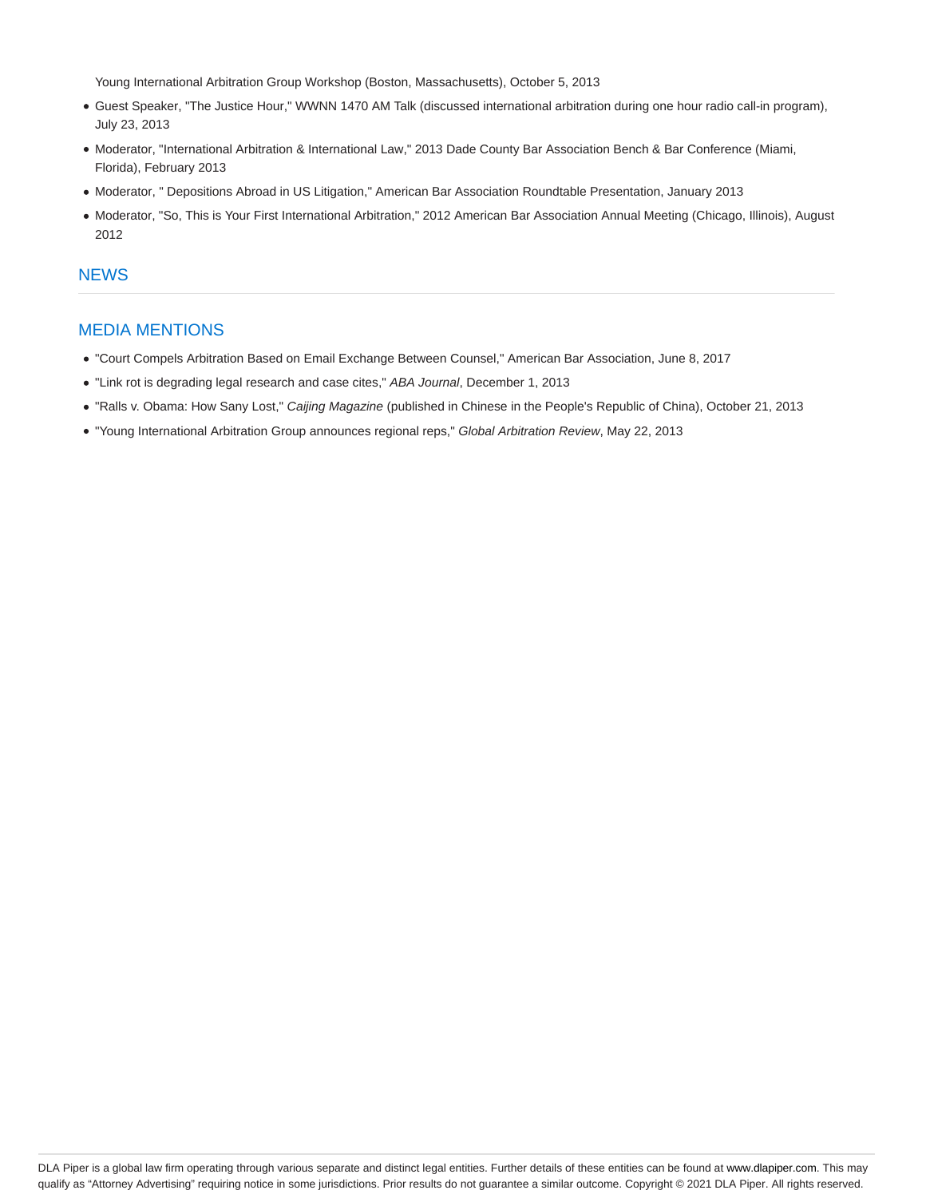Young International Arbitration Group Workshop (Boston, Massachusetts), October 5, 2013

- Guest Speaker, "The Justice Hour," WWNN 1470 AM Talk (discussed international arbitration during one hour radio call-in program), July 23, 2013
- Moderator, "International Arbitration & International Law," 2013 Dade County Bar Association Bench & Bar Conference (Miami, Florida), February 2013
- Moderator, " Depositions Abroad in US Litigation," American Bar Association Roundtable Presentation, January 2013
- Moderator, "So, This is Your First International Arbitration," 2012 American Bar Association Annual Meeting (Chicago, Illinois), August 2012

## NEWS

## MEDIA MENTIONS

- "Court Compels Arbitration Based on Email Exchange Between Counsel," American Bar Association, June 8, 2017
- "Link rot is degrading legal research and case cites," *ABA Journal*, December 1, 2013
- "Ralls v. Obama: How Sany Lost," *Caijing Magazine* (published in Chinese in the People's Republic of China), October 21, 2013
- "Young International Arbitration Group announces regional reps," *Global Arbitration Review*, May 22, 2013

DLA Piper is a global law firm operating through various separate and distinct legal entities. Further details of these entities can be found at www.dlapiper.com. This may qualify as "Attorney Advertising" requiring notice in some jurisdictions. Prior results do not guarantee a similar outcome. Copyright © 2021 DLA Piper. All rights reserved.